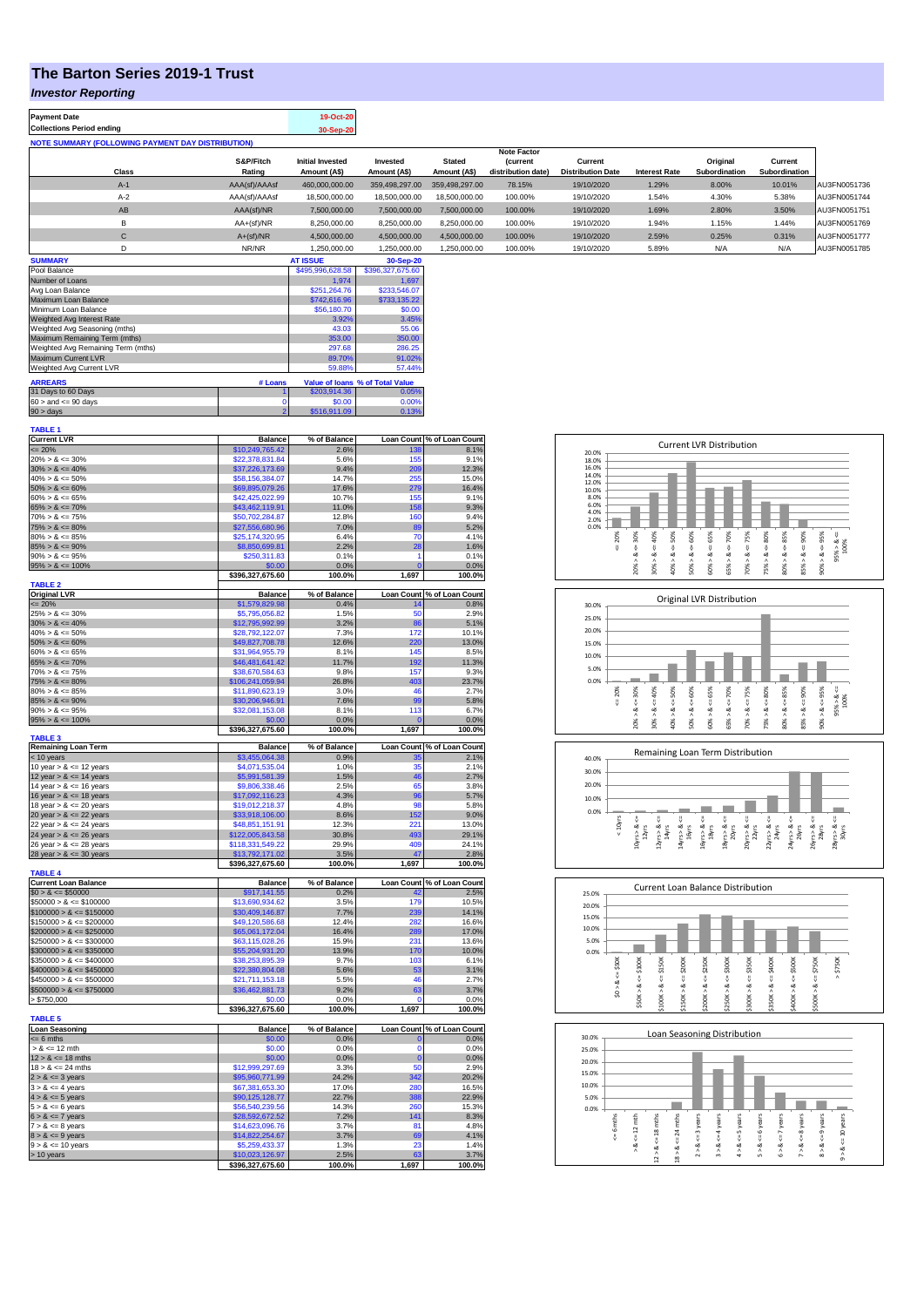# The Barton Series 2019-1 Trust

## *Investor Reporting*

| Payment Date | 19-Oct-20 |
|---|---|
| Collections Period ending | 30-Sep-20 |

**NOTE SUMMARY (FOLLOWING PAYMENT DAY DISTRIBUTION)**

| Class | S&P/Fitch Rating | Initial Invested Amount (A$) | Invested Amount (A$) | Stated Amount (A$) | Note Factor (current distribution date) | Current Distribution Date | Interest Rate | Original Subordination | Current Subordination | |
|---|---|---|---|---|---|---|---|---|---|---|
| A-1 | AAA(sf)/AAAsf | 460,000,000.00 | 359,498,297.00 | 359,498,297.00 | 78.15% | 19/10/2020 | 1.29% | 8.00% | 10.01% | AU3FN0051736 |
| A-2 | AAA(sf)/AAAsf | 18,500,000.00 | 18,500,000.00 | 18,500,000.00 | 100.00% | 19/10/2020 | 1.54% | 4.30% | 5.38% | AU3FN0051744 |
| AB | AAA(sf)/NR | 7,500,000.00 | 7,500,000.00 | 7,500,000.00 | 100.00% | 19/10/2020 | 1.69% | 2.80% | 3.50% | AU3FN0051751 |
| B | AA+(sf)/NR | 8,250,000.00 | 8,250,000.00 | 8,250,000.00 | 100.00% | 19/10/2020 | 1.94% | 1.15% | 1.44% | AU3FN0051769 |
| C | A+(sf)/NR | 4,500,000.00 | 4,500,000.00 | 4,500,000.00 | 100.00% | 19/10/2020 | 2.59% | 0.25% | 0.31% | AU3FN0051777 |
| D | NR/NR | 1,250,000.00 | 1,250,000.00 | 1,250,000.00 | 100.00% | 19/10/2020 | 5.89% | N/A | N/A | AU3FN0051785 |

| SUMMARY | AT ISSUE | 30-Sep-20 |
|---|---|---|
| Pool Balance | $495,996,628.58 | $396,327,675.60 |
| Number of Loans | 1,974 | 1,697 |
| Avg Loan Balance | $251,264.76 | $233,546.07 |
| Maximum Loan Balance | $742,616.96 | $733,135.22 |
| Minimum Loan Balance | $56,180.70 | $0.00 |
| Weighted Avg Interest Rate | 3.92% | 3.45% |
| Weighted Avg Seasoning (mths) | 43.03 | 55.06 |
| Maximum Remaining Term (mths) | 353.00 | 350.00 |
| Weighted Avg Remaining Term (mths) | 297.68 | 286.25 |
| Maximum Current LVR | 89.70% | 91.02% |
| Weighted Avg Current LVR | 59.88% | 57.44% |

| ARREARS | # Loans | Value of loans | % of Total Value |
|---|---|---|---|
| 31 Days to 60 Days | 1 | $203,914.36 | 0.05% |
| 60 > and <= 90 days | 0 | $0.00 | 0.00% |
| 90 > days | 2 | $516,911.09 | 0.13% |

**TABLE 1**

| Current LVR | Balance | % of Balance | Loan Count | % of Loan Count |
|---|---|---|---|---|
| <= 20% | $10,249,765.42 | 2.6% | 138 | 8.1% |
| 20% > & <= 30% | $22,378,831.84 | 5.6% | 155 | 9.1% |
| 30% > & <= 40% | $37,226,173.69 | 9.4% | 209 | 12.3% |
| 40% > & <= 50% | $58,156,384.07 | 14.7% | 255 | 15.0% |
| 50% > & <= 60% | $69,895,079.26 | 17.6% | 279 | 16.4% |
| 60% > & <= 65% | $42,425,022.99 | 10.7% | 155 | 9.1% |
| 65% > & <= 70% | $43,462,119.91 | 11.0% | 158 | 9.3% |
| 70% > & <= 75% | $50,702,284.87 | 12.8% | 160 | 9.4% |
| 75% > & <= 80% | $27,556,680.96 | 7.0% | 89 | 5.2% |
| 80% > & <= 85% | $25,174,320.95 | 6.4% | 70 | 4.1% |
| 85% > & <= 90% | $8,850,699.81 | 2.2% | 28 | 1.6% |
| 90% > & <= 95% | $250,311.83 | 0.1% | 1 | 0.1% |
| 95% > & <= 100% | $0.00 | 0.0% | 0 | 0.0% |
| | $396,327,675.60 | 100.0% | 1,697 | 100.0% |

**TABLE 2**

| Original LVR | Balance | % of Balance | Loan Count | % of Loan Count |
|---|---|---|---|---|
| <= 20% | $1,579,829.98 | 0.4% | 14 | 0.8% |
| 25% > & <= 30% | $5,795,056.82 | 1.5% | 50 | 2.9% |
| 30% > & <= 40% | $12,795,992.99 | 3.2% | 86 | 5.1% |
| 40% > & <= 50% | $28,792,122.07 | 7.3% | 172 | 10.1% |
| 50% > & <= 60% | $49,827,708.78 | 12.6% | 220 | 13.0% |
| 60% > & <= 65% | $31,964,955.79 | 8.1% | 145 | 8.5% |
| 65% > & <= 70% | $46,481,641.42 | 11.7% | 192 | 11.3% |
| 70% > & <= 75% | $38,670,584.63 | 9.8% | 157 | 9.3% |
| 75% > & <= 80% | $106,241,059.94 | 26.8% | 403 | 23.7% |
| 80% > & <= 85% | $11,890,623.19 | 3.0% | 46 | 2.7% |
| 85% > & <= 90% | $30,206,946.91 | 7.6% | 99 | 5.8% |
| 90% > & <= 95% | $32,081,153.08 | 8.1% | 113 | 6.7% |
| 95% > & <= 100% | $0.00 | 0.0% | 0 | 0.0% |
| | $396,327,675.60 | 100.0% | 1,697 | 100.0% |

**TABLE 3**

| Remaining Loan Term | Balance | % of Balance | Loan Count | % of Loan Count |
|---|---|---|---|---|
| < 10 years | $3,455,064.38 | 0.9% | 35 | 2.1% |
| 10 year > & <= 12 years | $4,071,535.04 | 1.0% | 35 | 2.1% |
| 12 year > & <= 14 years | $5,991,581.39 | 1.5% | 46 | 2.7% |
| 14 year > & <= 16 years | $9,806,338.46 | 2.5% | 65 | 3.8% |
| 16 year > & <= 18 years | $17,092,116.23 | 4.3% | 96 | 5.7% |
| 18 year > & <= 20 years | $19,012,218.37 | 4.8% | 98 | 5.8% |
| 20 year > & <= 22 years | $33,918,106.00 | 8.6% | 152 | 9.0% |
| 22 year > & <= 24 years | $48,851,151.91 | 12.3% | 221 | 13.0% |
| 24 year > & <= 26 years | $122,005,843.58 | 30.8% | 493 | 29.1% |
| 26 year > & <= 28 years | $118,331,549.22 | 29.9% | 409 | 24.1% |
| 28 year > & <= 30 years | $13,792,171.02 | 3.5% | 47 | 2.8% |
| | $396,327,675.60 | 100.0% | 1,697 | 100.0% |

**TABLE 4**

| Current Loan Balance | Balance | % of Balance | Loan Count | % of Loan Count |
|---|---|---|---|---|
| $0 > & <= $50000 | $917,141.55 | 0.2% | 42 | 2.5% |
| $50000 > & <= $100000 | $13,690,934.62 | 3.5% | 179 | 10.5% |
| $100000 > & <= $150000 | $30,409,146.87 | 7.7% | 239 | 14.1% |
| $150000 > & <= $200000 | $49,120,586.68 | 12.4% | 282 | 16.6% |
| $200000 > & <= $250000 | $65,061,172.04 | 16.4% | 289 | 17.0% |
| $250000 > & <= $300000 | $63,115,028.26 | 15.9% | 231 | 13.6% |
| $300000 > & <= $350000 | $55,204,931.20 | 13.9% | 170 | 10.0% |
| $350000 > & <= $400000 | $38,253,895.39 | 9.7% | 103 | 6.1% |
| $400000 > & <= $450000 | $22,380,804.08 | 5.6% | 53 | 3.1% |
| $450000 > & <= $500000 | $21,711,153.18 | 5.5% | 46 | 2.7% |
| $500000 > & <= $750000 | $36,462,881.73 | 9.2% | 63 | 3.7% |
| > $750,000 | $0.00 | 0.0% | 0 | 0.0% |
| | $396,327,675.60 | 100.0% | 1,697 | 100.0% |

**TABLE 5**

| Loan Seasoning | Balance | % of Balance | Loan Count | % of Loan Count |
|---|---|---|---|---|
| <= 6 mths | $0.00 | 0.0% | 0 | 0.0% |
| > & <= 12 mth | $0.00 | 0.0% | 0 | 0.0% |
| 12 > & <= 18 mths | $0.00 | 0.0% | 0 | 0.0% |
| 18 > & <= 24 mths | $12,999,297.69 | 3.3% | 50 | 2.9% |
| 2 > & <= 3 years | $95,960,771.99 | 24.2% | 342 | 20.2% |
| 3 > & <= 4 years | $67,361,653.30 | 17.0% | 280 | 16.5% |
| 4 > & <= 5 years | $90,125,128.77 | 22.7% | 388 | 22.9% |
| 5 > & <= 6 years | $56,540,239.56 | 14.3% | 260 | 15.3% |
| 6 > & <= 7 years | $28,592,672.52 | 7.2% | 141 | 8.3% |
| 7 > & <= 8 years | $14,623,096.76 | 3.7% | 81 | 4.8% |
| 8 > & <= 9 years | $14,822,254.67 | 3.7% | 69 | 4.1% |
| 9 > & <= 10 years | $5,259,433.37 | 1.3% | 23 | 1.4% |
| > 10 years | $10,023,126.97 | 2.5% | 63 | 3.7% |
| | $396,327,675.60 | 100.0% | 1,697 | 100.0% |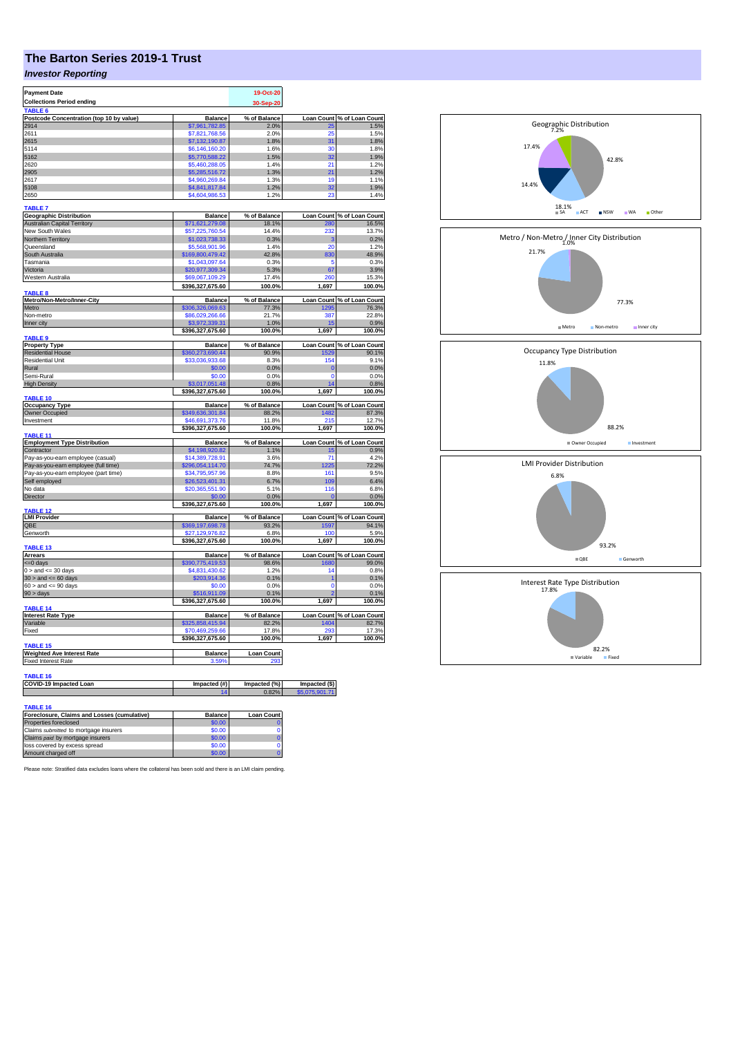# The Barton Series 2019-1 Trust

## *Investor Reporting*

| Payment Date | 19-Oct-20 |
|---|---|
| Collections Period ending | 30-Sep-20 |

**TABLE 6**

| Postcode Concentration (top 10 by value) | Balance | % of Balance | Loan Count | % of Loan Count |
|---|---|---|---|---|
| 2914 | $7,961,782.85 | 2.0% | 25 | 1.5% |
| 2611 | $7,821,768.56 | 2.0% | 25 | 1.5% |
| 2615 | $7,132,190.87 | 1.8% | 31 | 1.8% |
| 5114 | $6,146,160.20 | 1.6% | 30 | 1.8% |
| 5162 | $5,770,588.22 | 1.5% | 32 | 1.9% |
| 2620 | $5,460,288.05 | 1.4% | 21 | 1.2% |
| 2905 | $5,285,516.72 | 1.3% | 21 | 1.2% |
| 2617 | $4,960,269.84 | 1.3% | 19 | 1.1% |
| 5108 | $4,841,817.84 | 1.2% | 32 | 1.9% |
| 2650 | $4,604,986.53 | 1.2% | 23 | 1.4% |

**TABLE 7**

| Geographic Distribution | Balance | % of Balance | Loan Count | % of Loan Count |
|---|---|---|---|---|
| Australian Capital Territory | $71,621,279.08 | 18.1% | 280 | 16.5% |
| New South Wales | $57,225,760.54 | 14.4% | 232 | 13.7% |
| Northern Territory | $1,023,738.33 | 0.3% | 3 | 0.2% |
| Queensland | $5,568,901.96 | 1.4% | 20 | 1.2% |
| South Australia | $169,800,479.42 | 42.8% | 830 | 48.9% |
| Tasmania | $1,043,097.64 | 0.3% | 5 | 0.3% |
| Victoria | $20,977,309.34 | 5.3% | 67 | 3.9% |
| Western Australia | $69,067,109.29 | 17.4% | 260 | 15.3% |
| | $396,327,675.60 | 100.0% | 1,697 | 100.0% |

**TABLE 8**

| Metro/Non-Metro/Inner-City | Balance | % of Balance | Loan Count | % of Loan Count |
|---|---|---|---|---|
| Metro | $306,326,069.63 | 77.3% | 1295 | 76.3% |
| Non-metro | $86,029,266.66 | 21.7% | 387 | 22.8% |
| Inner city | $3,972,339.31 | 1.0% | 15 | 0.9% |
| | $396,327,675.60 | 100.0% | 1,697 | 100.0% |

**TABLE 9**

| Property Type | Balance | % of Balance | Loan Count | % of Loan Count |
|---|---|---|---|---|
| Residential House | $360,273,690.44 | 90.9% | 1529 | 90.1% |
| Residential Unit | $33,036,933.68 | 8.3% | 154 | 9.1% |
| Rural | $0.00 | 0.0% | 0 | 0.0% |
| Semi-Rural | $0.00 | 0.0% | 0 | 0.0% |
| High Density | $3,017,051.48 | 0.8% | 14 | 0.8% |
| | $396,327,675.60 | 100.0% | 1,697 | 100.0% |

**TABLE 10**

| Occupancy Type | Balance | % of Balance | Loan Count | % of Loan Count |
|---|---|---|---|---|
| Owner Occupied | $349,636,301.84 | 88.2% | 1482 | 87.3% |
| Investment | $46,691,373.76 | 11.8% | 215 | 12.7% |
| | $396,327,675.60 | 100.0% | 1,697 | 100.0% |

**TABLE 11**

| Employment Type Distribution | Balance | % of Balance | Loan Count | % of Loan Count |
|---|---|---|---|---|
| Contractor | $4,198,920.82 | 1.1% | 15 | 0.9% |
| Pay-as-you-earn employee (casual) | $14,389,728.91 | 3.6% | 71 | 4.2% |
| Pay-as-you-earn employee (full time) | $296,054,114.70 | 74.7% | 1225 | 72.2% |
| Pay-as-you-earn employee (part time) | $34,795,957.96 | 8.8% | 161 | 9.5% |
| Self employed | $26,523,401.31 | 6.7% | 109 | 6.4% |
| No data | $20,365,551.90 | 5.1% | 116 | 6.8% |
| Director | $0.00 | 0.0% | 0 | 0.0% |
| | $396,327,675.60 | 100.0% | 1,697 | 100.0% |

**TABLE 12**

| LMI Provider | Balance | % of Balance | Loan Count | % of Loan Count |
|---|---|---|---|---|
| QBE | $369,197,698.78 | 93.2% | 1597 | 94.1% |
| Genworth | $27,129,976.82 | 6.8% | 100 | 5.9% |
| | $396,327,675.60 | 100.0% | 1,697 | 100.0% |

**TABLE 13**

| Arrears | Balance | % of Balance | Loan Count | % of Loan Count |
|---|---|---|---|---|
| <=0 days | $390,775,419.53 | 98.6% | 1680 | 99.0% |
| 0 > and <= 30 days | $4,831,430.62 | 1.2% | 14 | 0.8% |
| 30 > and <= 60 days | $203,914.36 | 0.1% | 1 | 0.1% |
| 60 > and <= 90 days | $0.00 | 0.0% | 0 | 0.0% |
| 90 > days | $516,911.09 | 0.1% | 2 | 0.1% |
| | $396,327,675.60 | 100.0% | 1,697 | 100.0% |

**TABLE 14**

| Interest Rate Type | Balance | % of Balance | Loan Count | % of Loan Count |
|---|---|---|---|---|
| Variable | $325,858,415.94 | 82.2% | 1404 | 82.7% |
| Fixed | $70,469,259.66 | 17.8% | 293 | 17.3% |
| | $396,327,675.60 | 100.0% | 1,697 | 100.0% |

**TABLE 15**

| Weighted Ave Interest Rate | Balance | Loan Count |
|---|---|---|
| Fixed Interest Rate | 3.59% | 293 |

**TABLE 16**

| COVID-19 Impacted Loan | Impacted (#) | Impacted (%) | Impacted ($) |
|---|---|---|---|
| | 14 | 0.82% | $5,075,901.71 |

**TABLE 16**

| Foreclosure, Claims and Losses (cumulative) | Balance | Loan Count |
|---|---|---|
| Properties foreclosed | $0.00 | 0 |
| Claims *submitted* to mortgage insurers | $0.00 | 0 |
| Claims *paid* by mortgage insurers | $0.00 | 0 |
| loss covered by excess spread | $0.00 | 0 |
| Amount charged off | $0.00 | 0 |

Please note: Stratified data excludes loans where the collateral has been sold and there is an LMI claim pending.

Geographic Distribution: SA 42.8%, ACT 18.1%, NSW 14.4%, WA 17.4%, Other 7.2%

Metro / Non-Metro / Inner City Distribution: Metro 77.3%, Non-metro 21.7%, Inner city 1.0%

Occupancy Type Distribution: Owner Occupied 88.2%, Investment 11.8%

LMI Provider Distribution: QBE 93.2%, Genworth 6.8%

Interest Rate Type Distribution: Variable 82.2%, Fixed 17.8%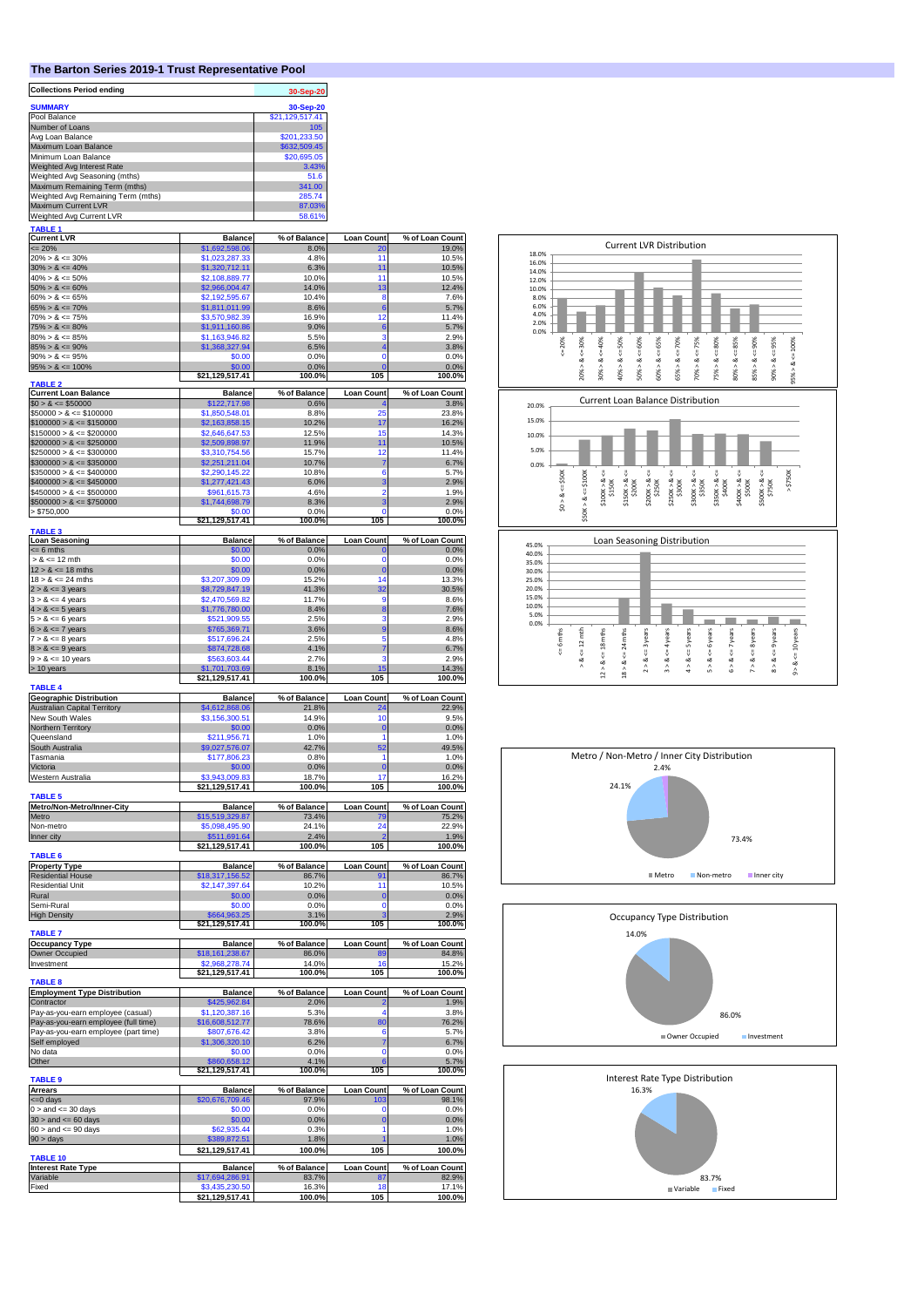# The Barton Series 2019-1 Trust Representative Pool

| Collections Period ending | 30-Sep-20 |
|---|---|

| SUMMARY | 30-Sep-20 |
|---|---|
| Pool Balance | $21,129,517.41 |
| Number of Loans | 105 |
| Avg Loan Balance | $201,233.50 |
| Maximum Loan Balance | $632,509.45 |
| Minimum Loan Balance | $20,695.05 |
| Weighted Avg Interest Rate | 3.43% |
| Weighted Avg Seasoning (mths) | 51.6 |
| Maximum Remaining Term (mths) | 341.00 |
| Weighted Avg Remaining Term (mths) | 285.74 |
| Maximum Current LVR | 87.03% |
| Weighted Avg Current LVR | 58.61% |

TABLE 1

| Current LVR | Balance | % of Balance | Loan Count | % of Loan Count |
|---|---|---|---|---|
| <= 20% | $1,692,598.06 | 8.0% | 20 | 19.0% |
| 20% > & <= 30% | $1,023,287.33 | 4.8% | 11 | 10.5% |
| 30% > & <= 40% | $1,320,712.11 | 6.3% | 11 | 10.5% |
| 40% > & <= 50% | $2,108,889.77 | 10.0% | 11 | 10.5% |
| 50% > & <= 60% | $2,966,004.47 | 14.0% | 13 | 12.4% |
| 60% > & <= 65% | $2,192,595.67 | 10.4% | 8 | 7.6% |
| 65% > & <= 70% | $1,811,011.99 | 8.6% | 6 | 5.7% |
| 70% > & <= 75% | $3,570,982.39 | 16.9% | 12 | 11.4% |
| 75% > & <= 80% | $1,911,160.86 | 9.0% | 6 | 5.7% |
| 80% > & <= 85% | $1,163,946.82 | 5.5% | 3 | 2.9% |
| 85% > & <= 90% | $1,368,327.94 | 6.5% | 4 | 3.8% |
| 90% > & <= 95% | $0.00 | 0.0% | 0 | 0.0% |
| 95% > & <= 100% | $0.00 | 0.0% | 0 | 0.0% |
| | $21,129,517.41 | 100.0% | 105 | 100.0% |

TABLE 2

| Current Loan Balance | Balance | % of Balance | Loan Count | % of Loan Count |
|---|---|---|---|---|
| $0 > & <= $50000 | $122,717.98 | 0.6% | 4 | 3.8% |
| $50000 > & <= $100000 | $1,850,548.01 | 8.8% | 25 | 23.8% |
| $100000 > & <= $150000 | $2,163,858.15 | 10.2% | 17 | 16.2% |
| $150000 > & <= $200000 | $2,646,647.53 | 12.5% | 15 | 14.3% |
| $200000 > & <= $250000 | $2,509,898.97 | 11.9% | 11 | 10.5% |
| $250000 > & <= $300000 | $3,310,754.56 | 15.7% | 12 | 11.4% |
| $300000 > & <= $350000 | $2,251,211.04 | 10.7% | 7 | 6.7% |
| $350000 > & <= $400000 | $2,290,145.22 | 10.8% | 6 | 5.7% |
| $400000 > & <= $450000 | $1,277,421.43 | 6.0% | 3 | 2.9% |
| $450000 > & <= $500000 | $961,615.73 | 4.6% | 2 | 1.9% |
| $500000 > & <= $750000 | $1,744,698.79 | 8.3% | 3 | 2.9% |
| > $750,000 | $0.00 | 0.0% | 0 | 0.0% |
| | $21,129,517.41 | 100.0% | 105 | 100.0% |

TABLE 3

| Loan Seasoning | Balance | % of Balance | Loan Count | % of Loan Count |
|---|---|---|---|---|
| <= 6 mths | $0.00 | 0.0% | 0 | 0.0% |
| > & <= 12 mth | $0.00 | 0.0% | 0 | 0.0% |
| 12 > & <= 18 mths | $0.00 | 0.0% | 0 | 0.0% |
| 18 > & <= 24 mths | $3,207,309.09 | 15.2% | 14 | 13.3% |
| 2 > & <= 3 years | $8,729,847.19 | 41.3% | 32 | 30.5% |
| 3 > & <= 4 years | $2,470,569.82 | 11.7% | 9 | 8.6% |
| 4 > & <= 5 years | $1,776,780.00 | 8.4% | 8 | 7.6% |
| 5 > & <= 6 years | $521,909.55 | 2.5% | 3 | 2.9% |
| 6 > & <= 7 years | $765,369.71 | 3.6% | 9 | 8.6% |
| 7 > & <= 8 years | $517,696.24 | 2.5% | 5 | 4.8% |
| 8 > & <= 9 years | $874,728.68 | 4.1% | 7 | 6.7% |
| 9 > & <= 10 years | $563,603.44 | 2.7% | 3 | 2.9% |
| > 10 years | $1,701,703.69 | 8.1% | 15 | 14.3% |
| | $21,129,517.41 | 100.0% | 105 | 100.0% |

TABLE 4

| Geographic Distribution | Balance | % of Balance | Loan Count | % of Loan Count |
|---|---|---|---|---|
| Australian Capital Territory | $4,612,868.06 | 21.8% | 24 | 22.9% |
| New South Wales | $3,156,300.51 | 14.9% | 10 | 9.5% |
| Northern Territory | $0.00 | 0.0% | 0 | 0.0% |
| Queensland | $211,956.71 | 1.0% | 1 | 1.0% |
| South Australia | $9,027,576.07 | 42.7% | 52 | 49.5% |
| Tasmania | $177,806.23 | 0.8% | 1 | 1.0% |
| Victoria | $0.00 | 0.0% | 0 | 0.0% |
| Western Australia | $3,943,009.83 | 18.7% | 17 | 16.2% |
| | $21,129,517.41 | 100.0% | 105 | 100.0% |

TABLE 5

| Metro/Non-Metro/Inner-City | Balance | % of Balance | Loan Count | % of Loan Count |
|---|---|---|---|---|
| Metro | $15,519,329.87 | 73.4% | 79 | 75.2% |
| Non-metro | $5,098,495.90 | 24.1% | 24 | 22.9% |
| Inner city | $511,691.64 | 2.4% | 2 | 1.9% |
| | $21,129,517.41 | 100.0% | 105 | 100.0% |

TABLE 6

| Property Type | Balance | % of Balance | Loan Count | % of Loan Count |
|---|---|---|---|---|
| Residential House | $18,317,156.52 | 86.7% | 91 | 86.7% |
| Residential Unit | $2,147,397.64 | 10.2% | 11 | 10.5% |
| Rural | $0.00 | 0.0% | 0 | 0.0% |
| Semi-Rural | $0.00 | 0.0% | 0 | 0.0% |
| High Density | $664,963.25 | 3.1% | 3 | 2.9% |
| | $21,129,517.41 | 100.0% | 105 | 100.0% |

TABLE 7

| Occupancy Type | Balance | % of Balance | Loan Count | % of Loan Count |
|---|---|---|---|---|
| Owner Occupied | $18,161,238.67 | 86.0% | 89 | 84.8% |
| Investment | $2,968,278.74 | 14.0% | 16 | 15.2% |
| | $21,129,517.41 | 100.0% | 105 | 100.0% |

TABLE 8

| Employment Type Distribution | Balance | % of Balance | Loan Count | % of Loan Count |
|---|---|---|---|---|
| Contractor | $425,962.84 | 2.0% | 2 | 1.9% |
| Pay-as-you-earn employee (casual) | $1,120,387.16 | 5.3% | 4 | 3.8% |
| Pay-as-you-earn employee (full time) | $16,608,512.77 | 78.6% | 80 | 76.2% |
| Pay-as-you-earn employee (part time) | $807,676.42 | 3.8% | 6 | 5.7% |
| Self employed | $1,306,320.10 | 6.2% | 7 | 6.7% |
| No data | $0.00 | 0.0% | 0 | 0.0% |
| Other | $860,658.12 | 4.1% | 6 | 5.7% |
| | $21,129,517.41 | 100.0% | 105 | 100.0% |

TABLE 9

| Arrears | Balance | % of Balance | Loan Count | % of Loan Count |
|---|---|---|---|---|
| <=0 days | $20,676,709.46 | 97.9% | 103 | 98.1% |
| 0 > and <= 30 days | $0.00 | 0.0% | 0 | 0.0% |
| 30 > and <= 60 days | $0.00 | 0.0% | 0 | 0.0% |
| 60 > and <= 90 days | $62,935.44 | 0.3% | 1 | 1.0% |
| 90 > days | $389,872.51 | 1.8% | 1 | 1.0% |
| | $21,129,517.41 | 100.0% | 105 | 100.0% |

TABLE 10

| Interest Rate Type | Balance | % of Balance | Loan Count | % of Loan Count |
|---|---|---|---|---|
| Variable | $17,694,286.91 | 83.7% | 87 | 82.9% |
| Fixed | $3,435,230.50 | 16.3% | 18 | 17.1% |
| | $21,129,517.41 | 100.0% | 105 | 100.0% |

Current LVR Distribution

18.0%
16.0%
14.0%
12.0%
10.0%
8.0%
6.0%
4.0%
2.0%
0.0%

<= 20%, 20% > & <= 30%, 30% > & <= 40%, 40% > & <= 50%, 50% > & <= 60%, 60% > & <= 65%, 65% > & <= 70%, 70% > & <= 75%, 75% > & <= 80%, 80% > & <= 85%, 85% > & <= 90%, 90% > & <= 95%, 95% > & <= 100%

Current Loan Balance Distribution

20.0%
15.0%
10.0%
5.0%
0.0%

$0 > & <= $50K, $50K > & <= $100K, $100K > & <= $150K, $150K > & <= $200K, $200K > & <= $250K, $250K > & <= $300K, $300K > & <= $350K, $350K > & <= $400K, $400K > & <= $500K, $500K > & <= $750K, > $750K

Loan Seasoning Distribution

45.0%
40.0%
35.0%
30.0%
25.0%
20.0%
15.0%
10.0%
5.0%
0.0%

<= 6 mths, > & <= 12 mth, 12 > & <= 18 mths, 18 > & <= 24 mths, 2 > & <= 3 years, 3 > & <= 4 years, 4 > & <= 5 years, 5 > & <= 6 years, 6 > & <= 7 years, 7 > & <= 8 years, 8 > & <= 9 years, 9 > & <= 10 years

Metro / Non-Metro / Inner City Distribution

2.4%
24.1%
73.4%

Metro, Non-metro, Inner city

Occupancy Type Distribution

14.0%
86.0%

Owner Occupied, Investment

Interest Rate Type Distribution

16.3%
83.7%

Variable, Fixed